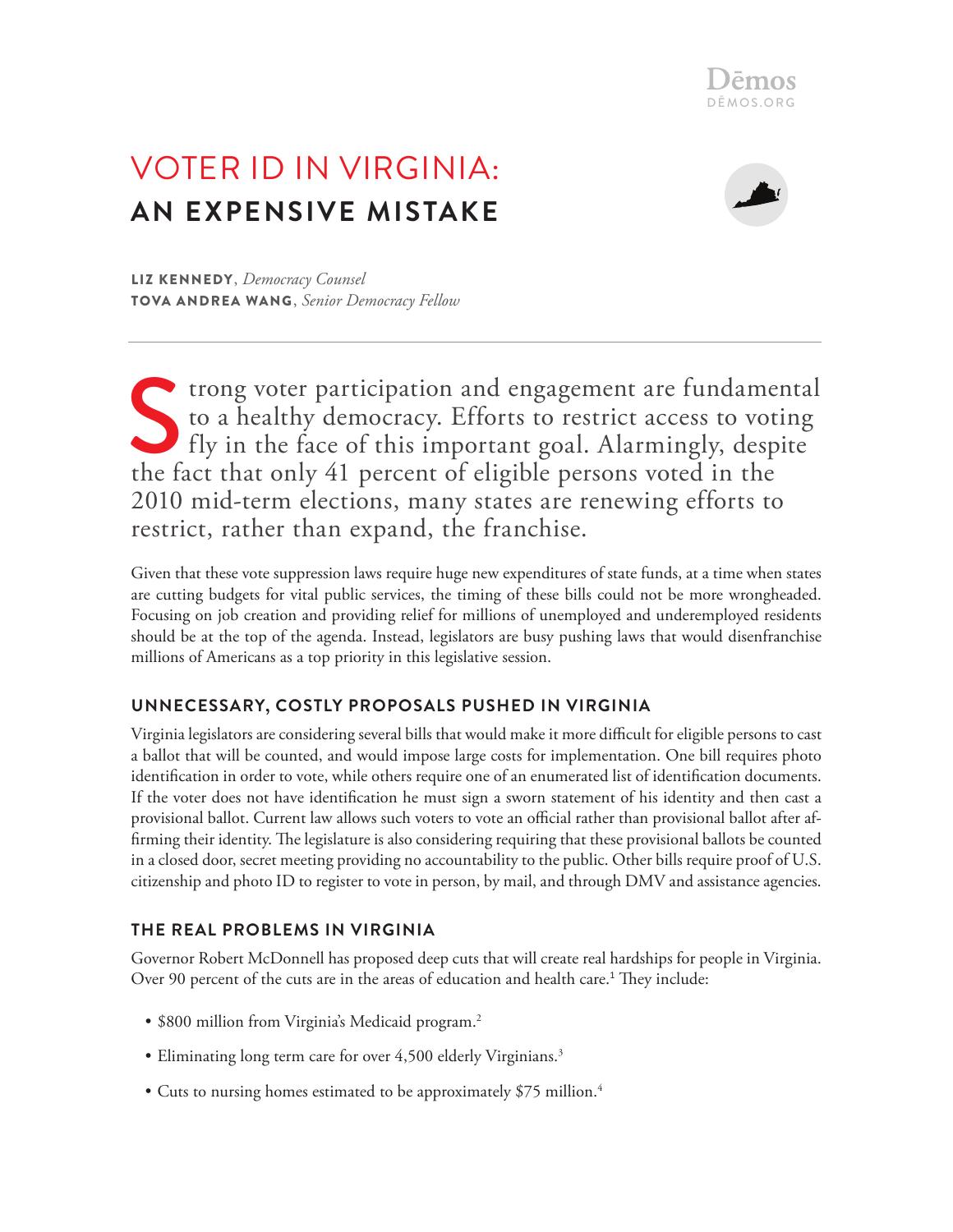# VOTER ID IN VIRGINIA: AN EXPENSIVE MISTAKE

**LIZ KENNEDY**, *Democracy Counsel*
**TOVA ANDREA WANG**, *Senior Democracy Fellow*

Strong voter participation and engagement are fundamental to a healthy democracy. Efforts to restrict access to voting fly in the face of this important goal. Alarmingly, despite the fact that only 41 percent of eligible persons voted in the 2010 mid-term elections, many states are renewing efforts to restrict, rather than expand, the franchise.

Given that these vote suppression laws require huge new expenditures of state funds, at a time when states are cutting budgets for vital public services, the timing of these bills could not be more wrongheaded. Focusing on job creation and providing relief for millions of unemployed and underemployed residents should be at the top of the agenda. Instead, legislators are busy pushing laws that would disenfranchise millions of Americans as a top priority in this legislative session.

## UNNECESSARY, COSTLY PROPOSALS PUSHED IN VIRGINIA

Virginia legislators are considering several bills that would make it more difficult for eligible persons to cast a ballot that will be counted, and would impose large costs for implementation. One bill requires photo identification in order to vote, while others require one of an enumerated list of identification documents. If the voter does not have identification he must sign a sworn statement of his identity and then cast a provisional ballot. Current law allows such voters to vote an official rather than provisional ballot after affirming their identity. The legislature is also considering requiring that these provisional ballots be counted in a closed door, secret meeting providing no accountability to the public. Other bills require proof of U.S. citizenship and photo ID to register to vote in person, by mail, and through DMV and assistance agencies.

## THE REAL PROBLEMS IN VIRGINIA

Governor Robert McDonnell has proposed deep cuts that will create real hardships for people in Virginia. Over 90 percent of the cuts are in the areas of education and health care.[1] They include:

- $800 million from Virginia's Medicaid program.[2]
- Eliminating long term care for over 4,500 elderly Virginians.[3]
- Cuts to nursing homes estimated to be approximately $75 million.[4]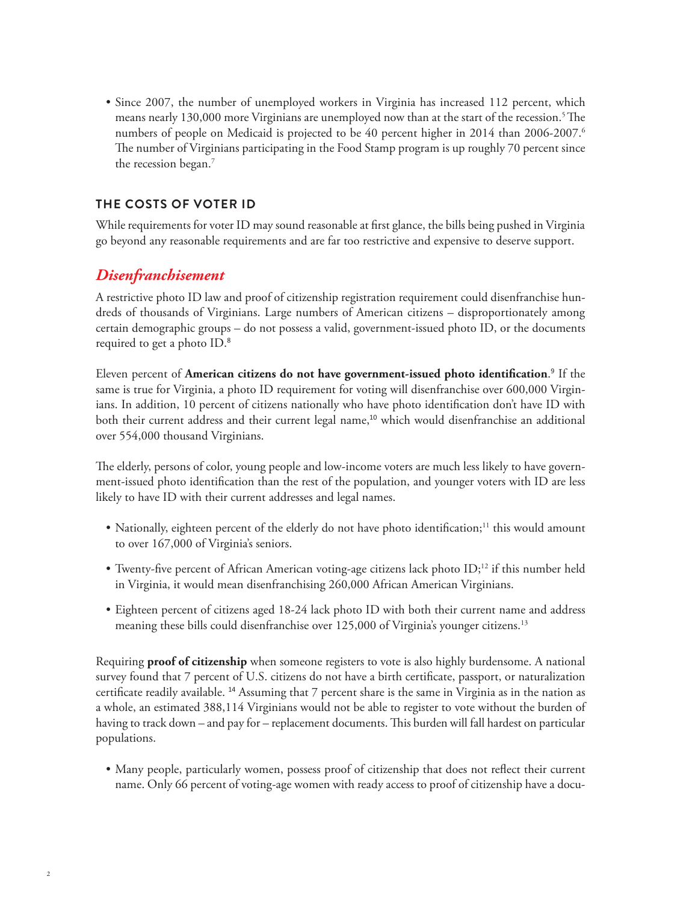- Since 2007, the number of unemployed workers in Virginia has increased 112 percent, which means nearly 130,000 more Virginians are unemployed now than at the start of the recession.[5] The numbers of people on Medicaid is projected to be 40 percent higher in 2014 than 2006-2007.[6] The number of Virginians participating in the Food Stamp program is up roughly 70 percent since the recession began.[7]

## THE COSTS OF VOTER ID

While requirements for voter ID may sound reasonable at first glance, the bills being pushed in Virginia go beyond any reasonable requirements and are far too restrictive and expensive to deserve support.

### *Disenfranchisement*

A restrictive photo ID law and proof of citizenship registration requirement could disenfranchise hundreds of thousands of Virginians. Large numbers of American citizens – disproportionately among certain demographic groups – do not possess a valid, government-issued photo ID, or the documents required to get a photo ID.[8]

Eleven percent of **American citizens do not have government-issued photo identification**.[9] If the same is true for Virginia, a photo ID requirement for voting will disenfranchise over 600,000 Virginians. In addition, 10 percent of citizens nationally who have photo identification don't have ID with both their current address and their current legal name,[10] which would disenfranchise an additional over 554,000 thousand Virginians.

The elderly, persons of color, young people and low-income voters are much less likely to have government-issued photo identification than the rest of the population, and younger voters with ID are less likely to have ID with their current addresses and legal names.

- Nationally, eighteen percent of the elderly do not have photo identification;[11] this would amount to over 167,000 of Virginia's seniors.
- Twenty-five percent of African American voting-age citizens lack photo ID;[12] if this number held in Virginia, it would mean disenfranchising 260,000 African American Virginians.
- Eighteen percent of citizens aged 18-24 lack photo ID with both their current name and address meaning these bills could disenfranchise over 125,000 of Virginia's younger citizens.[13]

Requiring **proof of citizenship** when someone registers to vote is also highly burdensome. A national survey found that 7 percent of U.S. citizens do not have a birth certificate, passport, or naturalization certificate readily available. [14] Assuming that 7 percent share is the same in Virginia as in the nation as a whole, an estimated 388,114 Virginians would not be able to register to vote without the burden of having to track down – and pay for – replacement documents. This burden will fall hardest on particular populations.

- Many people, particularly women, possess proof of citizenship that does not reflect their current name. Only 66 percent of voting-age women with ready access to proof of citizenship have a docu-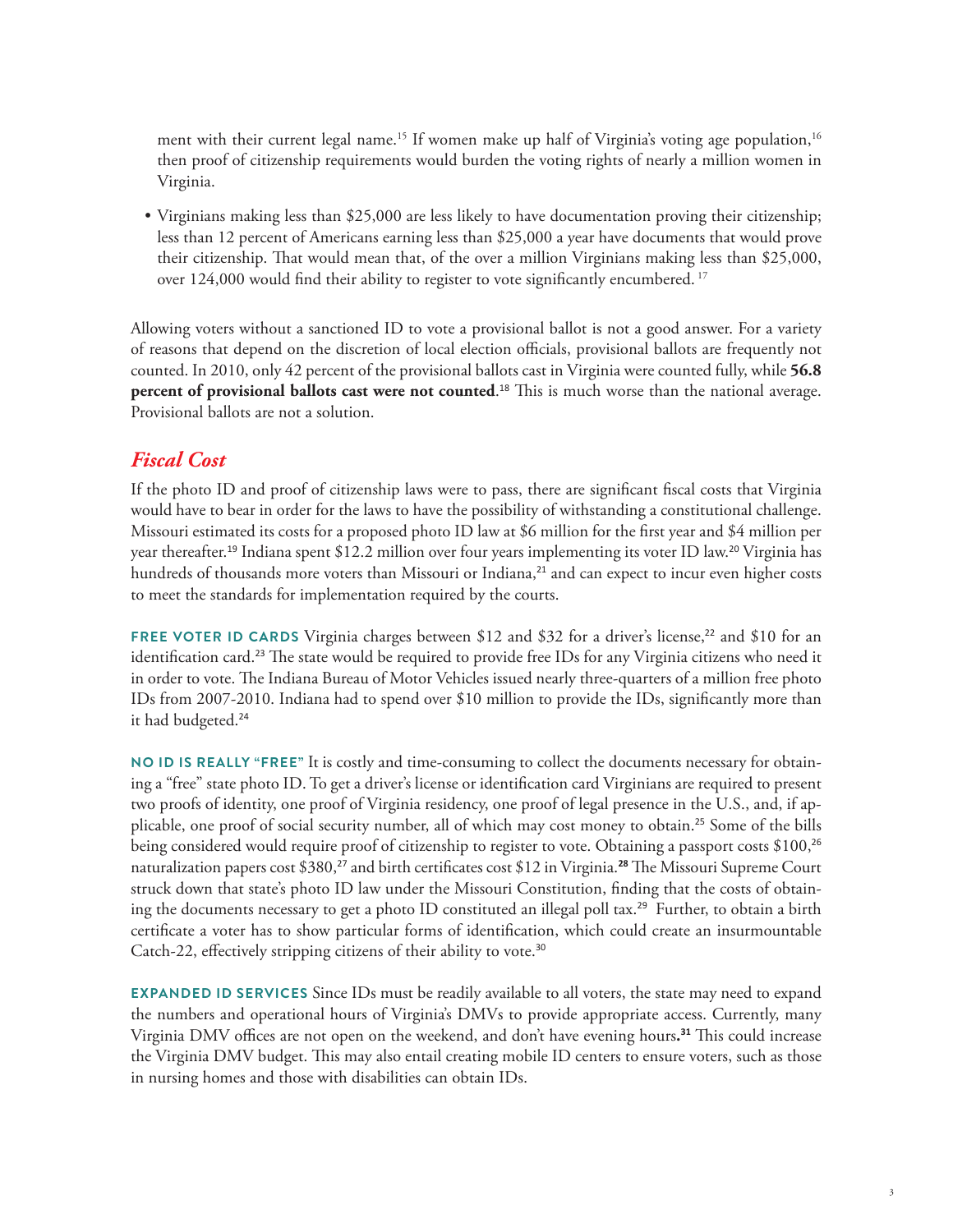ment with their current legal name.[15] If women make up half of Virginia's voting age population,[16] then proof of citizenship requirements would burden the voting rights of nearly a million women in Virginia.

- Virginians making less than $25,000 are less likely to have documentation proving their citizenship; less than 12 percent of Americans earning less than $25,000 a year have documents that would prove their citizenship. That would mean that, of the over a million Virginians making less than $25,000, over 124,000 would find their ability to register to vote significantly encumbered. [17]

Allowing voters without a sanctioned ID to vote a provisional ballot is not a good answer. For a variety of reasons that depend on the discretion of local election officials, provisional ballots are frequently not counted. In 2010, only 42 percent of the provisional ballots cast in Virginia were counted fully, while **56.8 percent of provisional ballots cast were not counted**.[18] This is much worse than the national average. Provisional ballots are not a solution.

## *Fiscal Cost*

If the photo ID and proof of citizenship laws were to pass, there are significant fiscal costs that Virginia would have to bear in order for the laws to have the possibility of withstanding a constitutional challenge. Missouri estimated its costs for a proposed photo ID law at $6 million for the first year and $4 million per year thereafter.[19] Indiana spent $12.2 million over four years implementing its voter ID law.[20] Virginia has hundreds of thousands more voters than Missouri or Indiana,[21] and can expect to incur even higher costs to meet the standards for implementation required by the courts.

**FREE VOTER ID CARDS** Virginia charges between $12 and $32 for a driver's license,[22] and $10 for an identification card.[23] The state would be required to provide free IDs for any Virginia citizens who need it in order to vote. The Indiana Bureau of Motor Vehicles issued nearly three-quarters of a million free photo IDs from 2007-2010. Indiana had to spend over $10 million to provide the IDs, significantly more than it had budgeted.[24]

**NO ID IS REALLY "FREE"** It is costly and time-consuming to collect the documents necessary for obtaining a "free" state photo ID. To get a driver's license or identification card Virginians are required to present two proofs of identity, one proof of Virginia residency, one proof of legal presence in the U.S., and, if applicable, one proof of social security number, all of which may cost money to obtain.[25] Some of the bills being considered would require proof of citizenship to register to vote. Obtaining a passport costs $100,[26] naturalization papers cost $380,[27] and birth certificates cost $12 in Virginia.[28] The Missouri Supreme Court struck down that state's photo ID law under the Missouri Constitution, finding that the costs of obtaining the documents necessary to get a photo ID constituted an illegal poll tax.[29] Further, to obtain a birth certificate a voter has to show particular forms of identification, which could create an insurmountable Catch-22, effectively stripping citizens of their ability to vote.[30]

**EXPANDED ID SERVICES** Since IDs must be readily available to all voters, the state may need to expand the numbers and operational hours of Virginia's DMVs to provide appropriate access. Currently, many Virginia DMV offices are not open on the weekend, and don't have evening hours.[31] This could increase the Virginia DMV budget. This may also entail creating mobile ID centers to ensure voters, such as those in nursing homes and those with disabilities can obtain IDs.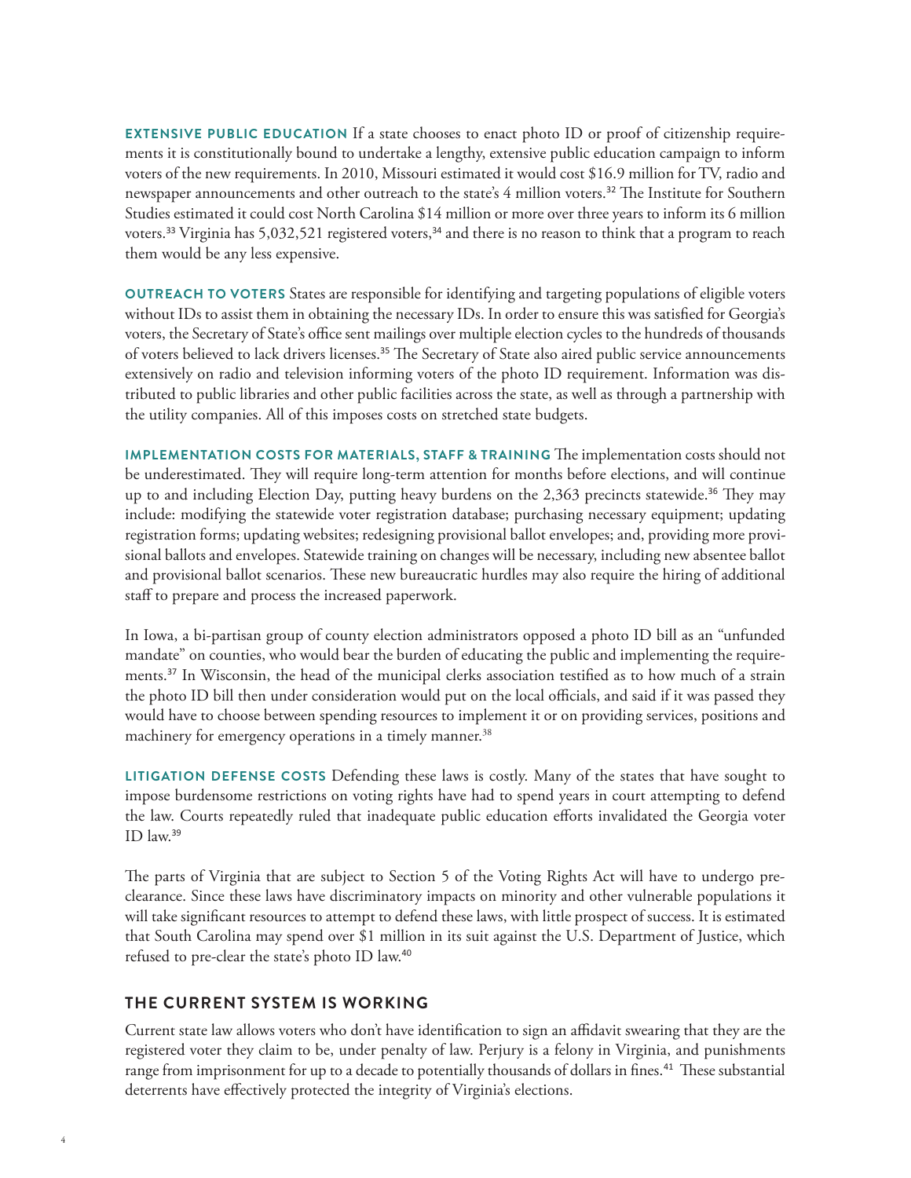**EXTENSIVE PUBLIC EDUCATION** If a state chooses to enact photo ID or proof of citizenship requirements it is constitutionally bound to undertake a lengthy, extensive public education campaign to inform voters of the new requirements. In 2010, Missouri estimated it would cost $16.9 million for TV, radio and newspaper announcements and other outreach to the state's 4 million voters.[32] The Institute for Southern Studies estimated it could cost North Carolina $14 million or more over three years to inform its 6 million voters.[33] Virginia has 5,032,521 registered voters,[34] and there is no reason to think that a program to reach them would be any less expensive.

**OUTREACH TO VOTERS** States are responsible for identifying and targeting populations of eligible voters without IDs to assist them in obtaining the necessary IDs. In order to ensure this was satisfied for Georgia's voters, the Secretary of State's office sent mailings over multiple election cycles to the hundreds of thousands of voters believed to lack drivers licenses.[35] The Secretary of State also aired public service announcements extensively on radio and television informing voters of the photo ID requirement. Information was distributed to public libraries and other public facilities across the state, as well as through a partnership with the utility companies. All of this imposes costs on stretched state budgets.

**IMPLEMENTATION COSTS FOR MATERIALS, STAFF & TRAINING** The implementation costs should not be underestimated. They will require long-term attention for months before elections, and will continue up to and including Election Day, putting heavy burdens on the 2,363 precincts statewide.[36] They may include: modifying the statewide voter registration database; purchasing necessary equipment; updating registration forms; updating websites; redesigning provisional ballot envelopes; and, providing more provisional ballots and envelopes. Statewide training on changes will be necessary, including new absentee ballot and provisional ballot scenarios. These new bureaucratic hurdles may also require the hiring of additional staff to prepare and process the increased paperwork.

In Iowa, a bi-partisan group of county election administrators opposed a photo ID bill as an "unfunded mandate" on counties, who would bear the burden of educating the public and implementing the requirements.[37] In Wisconsin, the head of the municipal clerks association testified as to how much of a strain the photo ID bill then under consideration would put on the local officials, and said if it was passed they would have to choose between spending resources to implement it or on providing services, positions and machinery for emergency operations in a timely manner.[38]

**LITIGATION DEFENSE COSTS** Defending these laws is costly. Many of the states that have sought to impose burdensome restrictions on voting rights have had to spend years in court attempting to defend the law. Courts repeatedly ruled that inadequate public education efforts invalidated the Georgia voter ID law.[39]

The parts of Virginia that are subject to Section 5 of the Voting Rights Act will have to undergo pre-clearance. Since these laws have discriminatory impacts on minority and other vulnerable populations it will take significant resources to attempt to defend these laws, with little prospect of success. It is estimated that South Carolina may spend over $1 million in its suit against the U.S. Department of Justice, which refused to pre-clear the state's photo ID law.[40]

## THE CURRENT SYSTEM IS WORKING

Current state law allows voters who don't have identification to sign an affidavit swearing that they are the registered voter they claim to be, under penalty of law. Perjury is a felony in Virginia, and punishments range from imprisonment for up to a decade to potentially thousands of dollars in fines.[41] These substantial deterrents have effectively protected the integrity of Virginia's elections.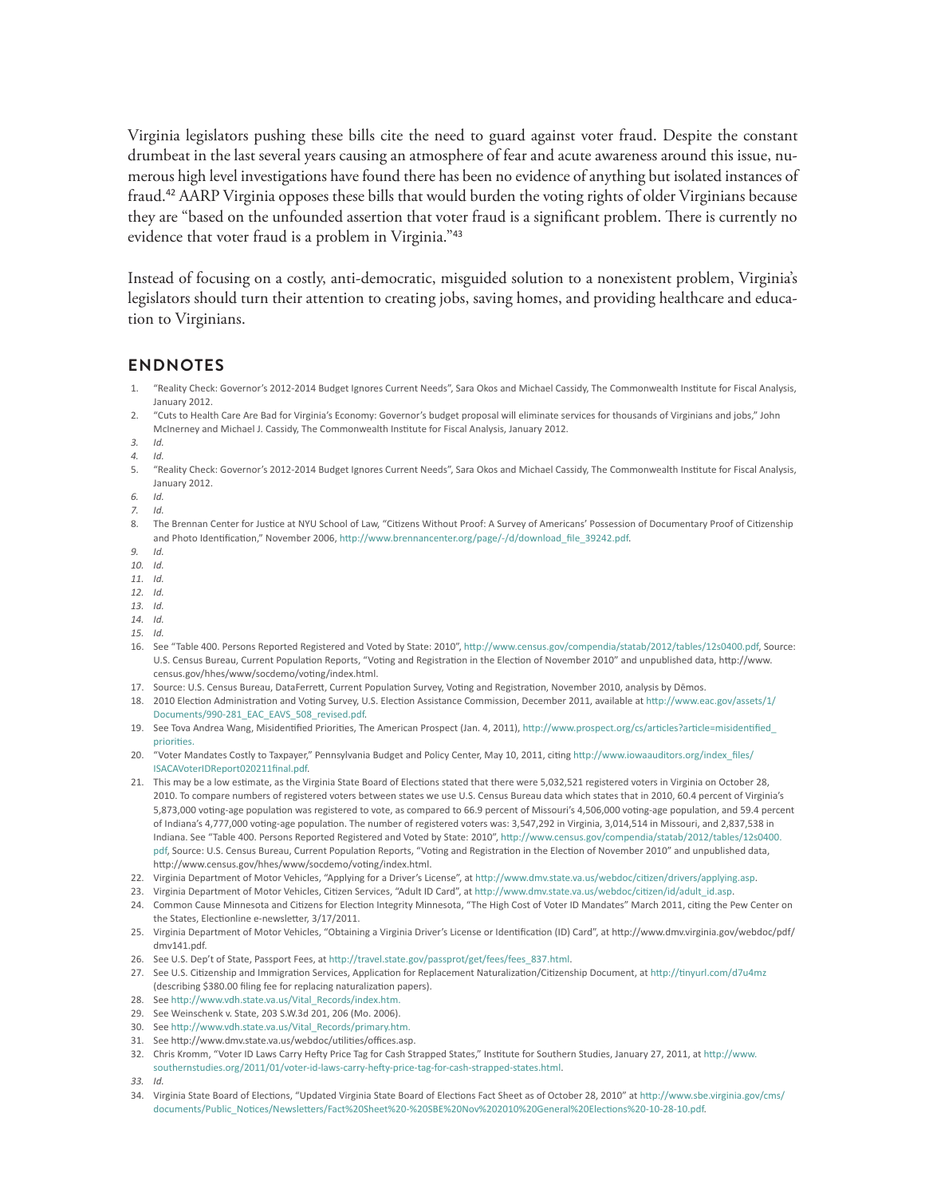Virginia legislators pushing these bills cite the need to guard against voter fraud. Despite the constant drumbeat in the last several years causing an atmosphere of fear and acute awareness around this issue, numerous high level investigations have found there has been no evidence of anything but isolated instances of fraud.[42] AARP Virginia opposes these bills that would burden the voting rights of older Virginians because they are "based on the unfounded assertion that voter fraud is a significant problem. There is currently no evidence that voter fraud is a problem in Virginia."[43]

Instead of focusing on a costly, anti-democratic, misguided solution to a nonexistent problem, Virginia's legislators should turn their attention to creating jobs, saving homes, and providing healthcare and education to Virginians.

## ENDNOTES

1. "Reality Check: Governor's 2012-2014 Budget Ignores Current Needs", Sara Okos and Michael Cassidy, The Commonwealth Institute for Fiscal Analysis, January 2012.
2. "Cuts to Health Care Are Bad for Virginia's Economy: Governor's budget proposal will eliminate services for thousands of Virginians and jobs," John McInerney and Michael J. Cassidy, The Commonwealth Institute for Fiscal Analysis, January 2012.
3. *Id.*
4. *Id.*
5. "Reality Check: Governor's 2012-2014 Budget Ignores Current Needs", Sara Okos and Michael Cassidy, The Commonwealth Institute for Fiscal Analysis, January 2012.
6. *Id.*
7. *Id.*
8. The Brennan Center for Justice at NYU School of Law, "Citizens Without Proof: A Survey of Americans' Possession of Documentary Proof of Citizenship and Photo Identification," November 2006, http://www.brennancenter.org/page/-/d/download_file_39242.pdf.
9. *Id.*
10. *Id.*
11. *Id.*
12. *Id.*
13. *Id.*
14. *Id.*
15. *Id.*
16. See "Table 400. Persons Reported Registered and Voted by State: 2010", http://www.census.gov/compendia/statab/2012/tables/12s0400.pdf, Source: U.S. Census Bureau, Current Population Reports, "Voting and Registration in the Election of November 2010" and unpublished data, http://www.census.gov/hhes/www/socdemo/voting/index.html.
17. Source: U.S. Census Bureau, DataFerrett, Current Population Survey, Voting and Registration, November 2010, analysis by Dēmos.
18. 2010 Election Administration and Voting Survey, U.S. Election Assistance Commission, December 2011, available at http://www.eac.gov/assets/1/Documents/990-281_EAC_EAVS_508_revised.pdf.
19. See Tova Andrea Wang, Misidentified Priorities, The American Prospect (Jan. 4, 2011), http://www.prospect.org/cs/articles?article=misidentified_priorities.
20. "Voter Mandates Costly to Taxpayer," Pennsylvania Budget and Policy Center, May 10, 2011, citing http://www.iowaauditors.org/index_files/ISACAVoterIDReport020211final.pdf.
21. This may be a low estimate, as the Virginia State Board of Elections stated that there were 5,032,521 registered voters in Virginia on October 28, 2010. To compare numbers of registered voters between states we use U.S. Census Bureau data which states that in 2010, 60.4 percent of Virginia's 5,873,000 voting-age population was registered to vote, as compared to 66.9 percent of Missouri's 4,506,000 voting-age population, and 59.4 percent of Indiana's 4,777,000 voting-age population. The number of registered voters was: 3,547,292 in Virginia, 3,014,514 in Missouri, and 2,837,538 in Indiana. See "Table 400. Persons Reported Registered and Voted by State: 2010", http://www.census.gov/compendia/statab/2012/tables/12s0400.pdf, Source: U.S. Census Bureau, Current Population Reports, "Voting and Registration in the Election of November 2010" and unpublished data, http://www.census.gov/hhes/www/socdemo/voting/index.html.
22. Virginia Department of Motor Vehicles, "Applying for a Driver's License", at http://www.dmv.state.va.us/webdoc/citizen/drivers/applying.asp.
23. Virginia Department of Motor Vehicles, Citizen Services, "Adult ID Card", at http://www.dmv.state.va.us/webdoc/citizen/id/adult_id.asp.
24. Common Cause Minnesota and Citizens for Election Integrity Minnesota, "The High Cost of Voter ID Mandates" March 2011, citing the Pew Center on the States, Electionline e-newsletter, 3/17/2011.
25. Virginia Department of Motor Vehicles, "Obtaining a Virginia Driver's License or Identification (ID) Card", at http://www.dmv.virginia.gov/webdoc/pdf/dmv141.pdf.
26. See U.S. Dep't of State, Passport Fees, at http://travel.state.gov/passprot/get/fees/fees_837.html.
27. See U.S. Citizenship and Immigration Services, Application for Replacement Naturalization/Citizenship Document, at http://tinyurl.com/d7u4mz (describing $380.00 filing fee for replacing naturalization papers).
28. See http://www.vdh.state.va.us/Vital_Records/index.htm.
29. See Weinschenk v. State, 203 S.W.3d 201, 206 (Mo. 2006).
30. See http://www.vdh.state.va.us/Vital_Records/primary.htm.
31. See http://www.dmv.state.va.us/webdoc/utilities/offices.asp.
32. Chris Kromm, "Voter ID Laws Carry Hefty Price Tag for Cash Strapped States," Institute for Southern Studies, January 27, 2011, at http://www.southernstudies.org/2011/01/voter-id-laws-carry-hefty-price-tag-for-cash-strapped-states.html.
33. *Id.*
34. Virginia State Board of Elections, "Updated Virginia State Board of Elections Fact Sheet as of October 28, 2010" at http://www.sbe.virginia.gov/cms/documents/Public_Notices/Newsletters/Fact%20Sheet%20-%20SBE%20Nov%202010%20General%20Elections%20-10-28-10.pdf.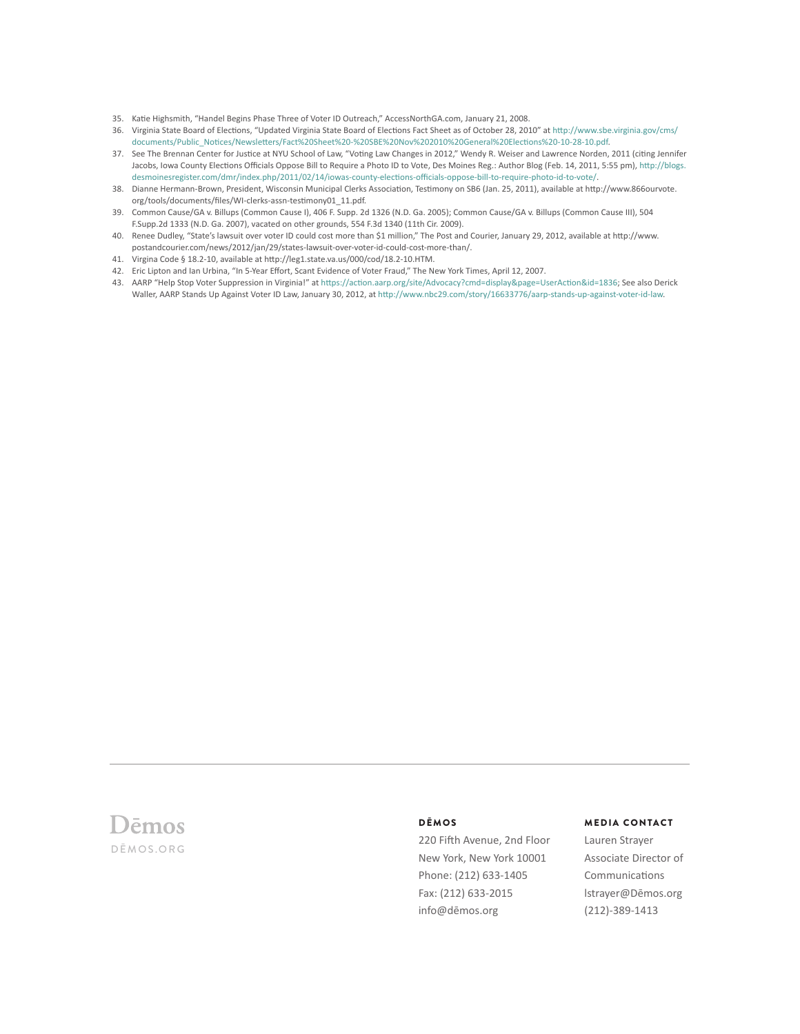35. Katie Highsmith, "Handel Begins Phase Three of Voter ID Outreach," AccessNorthGA.com, January 21, 2008.
36. Virginia State Board of Elections, "Updated Virginia State Board of Elections Fact Sheet as of October 28, 2010" at http://www.sbe.virginia.gov/cms/documents/Public_Notices/Newsletters/Fact%20Sheet%20-%20SBE%20Nov%202010%20General%20Elections%20-10-28-10.pdf.
37. See The Brennan Center for Justice at NYU School of Law, "Voting Law Changes in 2012," Wendy R. Weiser and Lawrence Norden, 2011 (citing Jennifer Jacobs, Iowa County Elections Officials Oppose Bill to Require a Photo ID to Vote, Des Moines Reg.: Author Blog (Feb. 14, 2011, 5:55 pm), http://blogs.desmoinesregister.com/dmr/index.php/2011/02/14/iowas-county-elections-officials-oppose-bill-to-require-photo-id-to-vote/.
38. Dianne Hermann-Brown, President, Wisconsin Municipal Clerks Association, Testimony on SB6 (Jan. 25, 2011), available at http://www.866ourvote.org/tools/documents/files/WI-clerks-assn-testimony01_11.pdf.
39. Common Cause/GA v. Billups (Common Cause I), 406 F. Supp. 2d 1326 (N.D. Ga. 2005); Common Cause/GA v. Billups (Common Cause III), 504 F.Supp.2d 1333 (N.D. Ga. 2007), vacated on other grounds, 554 F.3d 1340 (11th Cir. 2009).
40. Renee Dudley, "State's lawsuit over voter ID could cost more than $1 million," The Post and Courier, January 29, 2012, available at http://www.postandcourier.com/news/2012/jan/29/states-lawsuit-over-voter-id-could-cost-more-than/.
41. Virgina Code § 18.2-10, available at http://leg1.state.va.us/000/cod/18.2-10.HTM.
42. Eric Lipton and Ian Urbina, "In 5-Year Effort, Scant Evidence of Voter Fraud," The New York Times, April 12, 2007.
43. AARP "Help Stop Voter Suppression in Virginia!" at https://action.aarp.org/site/Advocacy?cmd=display&page=UserAction&id=1836; See also Derick Waller, AARP Stands Up Against Voter ID Law, January 30, 2012, at http://www.nbc29.com/story/16633776/aarp-stands-up-against-voter-id-law.

---

Dēmos

DĒMOS.ORG

**DĒMOS**

220 Fifth Avenue, 2nd Floor
New York, New York 10001
Phone: (212) 633-1405
Fax: (212) 633-2015
info@dēmos.org

**MEDIA CONTACT**

Lauren Strayer
Associate Director of Communications
lstrayer@Dēmos.org
(212)-389-1413